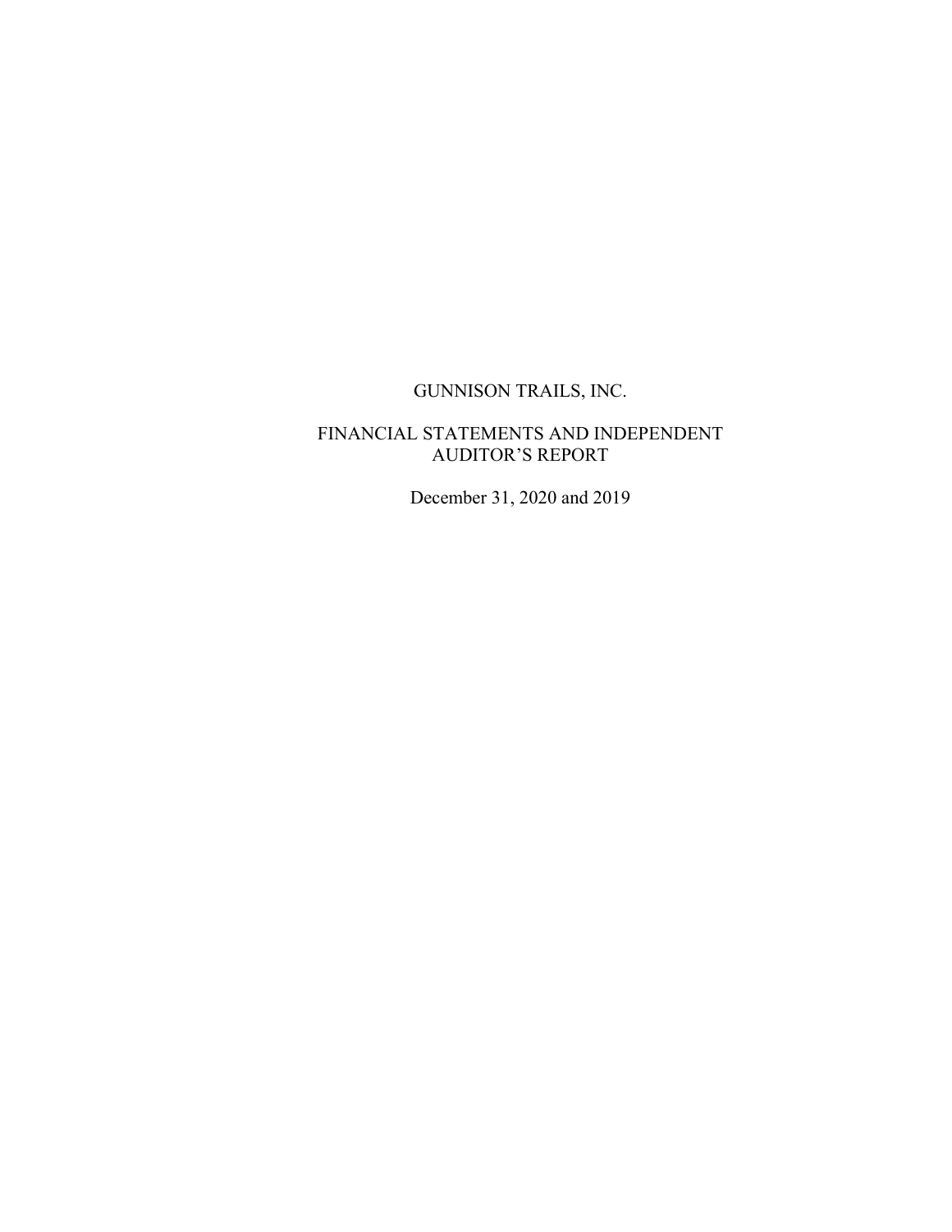# GUNNISON TRAILS, INC.

## FINANCIAL STATEMENTS AND INDEPENDENT AUDITOR'S REPORT

December 31, 2020 and 2019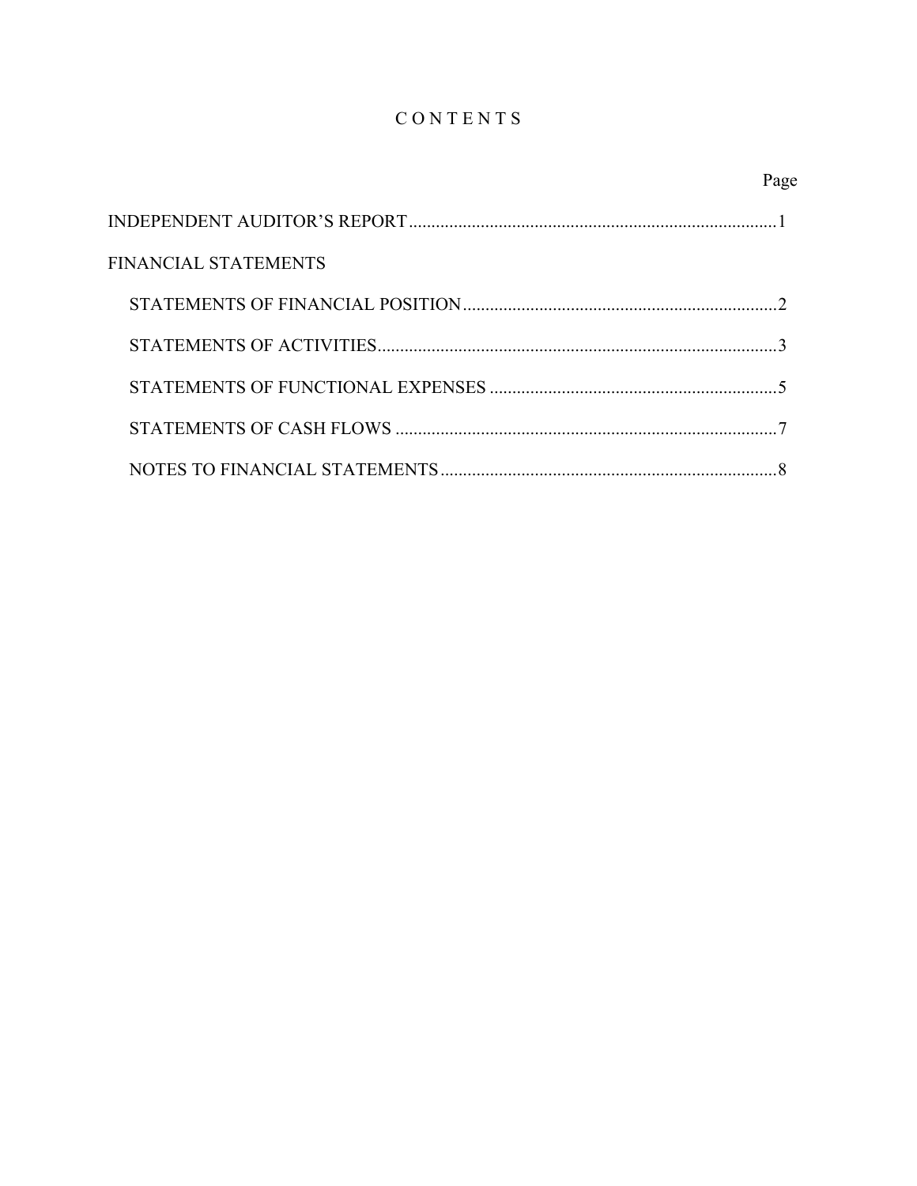# C O N T E N T S

| | Page |
|---|---|
| INDEPENDENT AUDITOR'S REPORT | 1 |
| FINANCIAL STATEMENTS | |
| STATEMENTS OF FINANCIAL POSITION | 2 |
| STATEMENTS OF ACTIVITIES | 3 |
| STATEMENTS OF FUNCTIONAL EXPENSES | 5 |
| STATEMENTS OF CASH FLOWS | 7 |
| NOTES TO FINANCIAL STATEMENTS | 8 |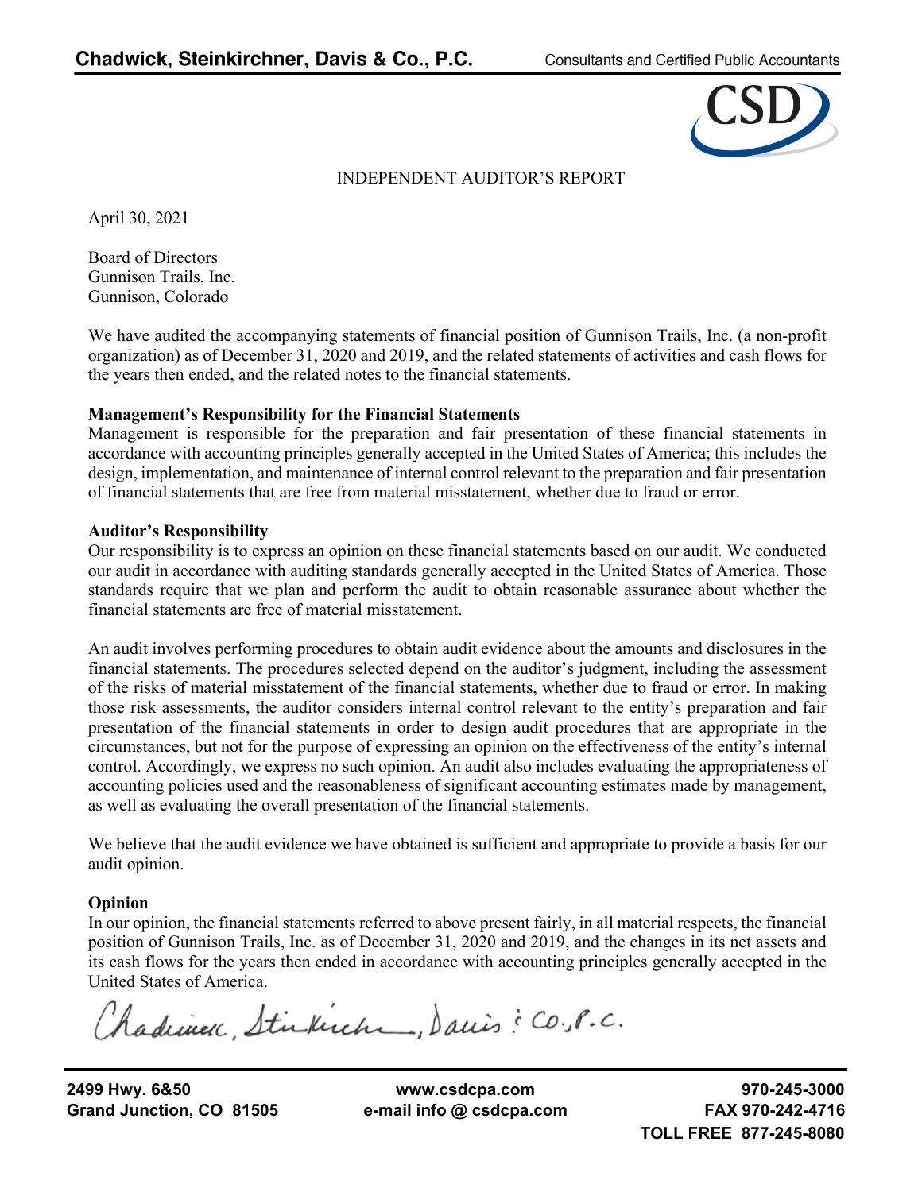Chadwick, Steinkirchner, Davis & Co., P.C. — Consultants and Certified Public Accountants

# INDEPENDENT AUDITOR'S REPORT

April 30, 2021

Board of Directors
Gunnison Trails, Inc.
Gunnison, Colorado

We have audited the accompanying statements of financial position of Gunnison Trails, Inc. (a non-profit organization) as of December 31, 2020 and 2019, and the related statements of activities and cash flows for the years then ended, and the related notes to the financial statements.

**Management's Responsibility for the Financial Statements**

Management is responsible for the preparation and fair presentation of these financial statements in accordance with accounting principles generally accepted in the United States of America; this includes the design, implementation, and maintenance of internal control relevant to the preparation and fair presentation of financial statements that are free from material misstatement, whether due to fraud or error.

**Auditor's Responsibility**

Our responsibility is to express an opinion on these financial statements based on our audit. We conducted our audit in accordance with auditing standards generally accepted in the United States of America. Those standards require that we plan and perform the audit to obtain reasonable assurance about whether the financial statements are free of material misstatement.

An audit involves performing procedures to obtain audit evidence about the amounts and disclosures in the financial statements. The procedures selected depend on the auditor's judgment, including the assessment of the risks of material misstatement of the financial statements, whether due to fraud or error. In making those risk assessments, the auditor considers internal control relevant to the entity's preparation and fair presentation of the financial statements in order to design audit procedures that are appropriate in the circumstances, but not for the purpose of expressing an opinion on the effectiveness of the entity's internal control. Accordingly, we express no such opinion. An audit also includes evaluating the appropriateness of accounting policies used and the reasonableness of significant accounting estimates made by management, as well as evaluating the overall presentation of the financial statements.

We believe that the audit evidence we have obtained is sufficient and appropriate to provide a basis for our audit opinion.

**Opinion**

In our opinion, the financial statements referred to above present fairly, in all material respects, the financial position of Gunnison Trails, Inc. as of December 31, 2020 and 2019, and the changes in its net assets and its cash flows for the years then ended in accordance with accounting principles generally accepted in the United States of America.

Chadwick, Steinkirchner, Davis & Co., P.C.

2499 Hwy. 6&50
Grand Junction, CO 81505

www.csdcpa.com
e-mail info @ csdcpa.com

970-245-3000
FAX 970-242-4716
TOLL FREE 877-245-8080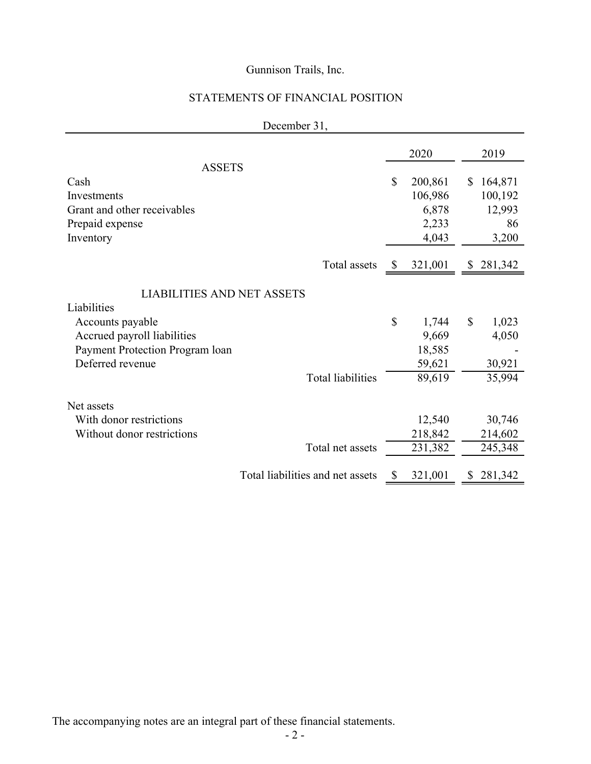Gunnison Trails, Inc.

## STATEMENTS OF FINANCIAL POSITION

December 31,

| | 2020 | 2019 |
|---|---|---|
| **ASSETS** | | |
| Cash | $ 200,861 | $ 164,871 |
| Investments | 106,986 | 100,192 |
| Grant and other receivables | 6,878 | 12,993 |
| Prepaid expense | 2,233 | 86 |
| Inventory | 4,043 | 3,200 |
| Total assets | $ 321,001 | $ 281,342 |
| **LIABILITIES AND NET ASSETS** | | |
| Liabilities | | |
| Accounts payable | $ 1,744 | $ 1,023 |
| Accrued payroll liabilities | 9,669 | 4,050 |
| Payment Protection Program loan | 18,585 | - |
| Deferred revenue | 59,621 | 30,921 |
| Total liabilities | 89,619 | 35,994 |
| Net assets | | |
| With donor restrictions | 12,540 | 30,746 |
| Without donor restrictions | 218,842 | 214,602 |
| Total net assets | 231,382 | 245,348 |
| Total liabilities and net assets | $ 321,001 | $ 281,342 |

The accompanying notes are an integral part of these financial statements.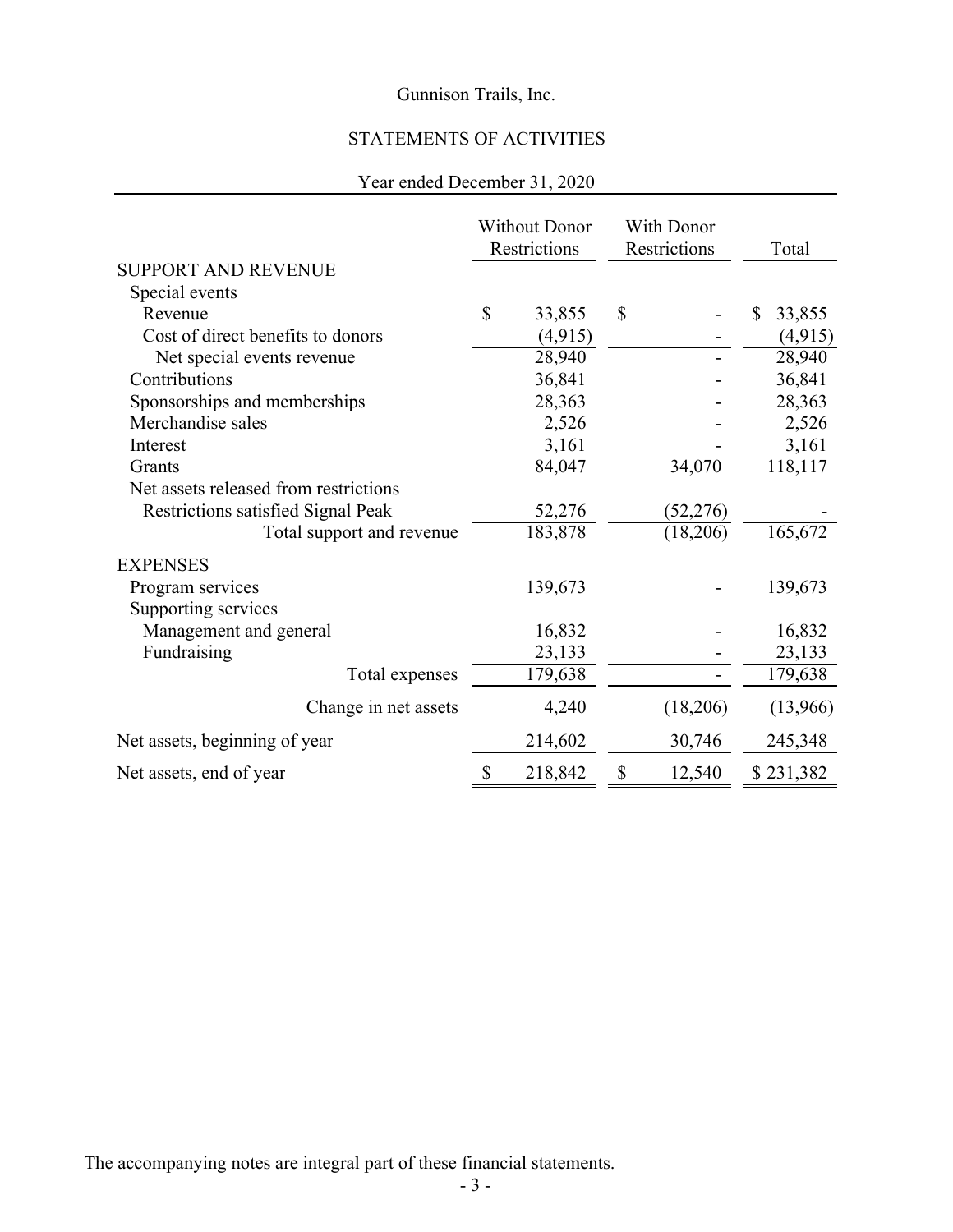Gunnison Trails, Inc.

# STATEMENTS OF ACTIVITIES

Year ended December 31, 2020

| | Without Donor Restrictions | With Donor Restrictions | Total |
|---|---|---|---|
| SUPPORT AND REVENUE | | | |
| Special events | | | |
| Revenue | $ 33,855 | $ - | $ 33,855 |
| Cost of direct benefits to donors | (4,915) | - | (4,915) |
| Net special events revenue | 28,940 | - | 28,940 |
| Contributions | 36,841 | - | 36,841 |
| Sponsorships and memberships | 28,363 | - | 28,363 |
| Merchandise sales | 2,526 | - | 2,526 |
| Interest | 3,161 | - | 3,161 |
| Grants | 84,047 | 34,070 | 118,117 |
| Net assets released from restrictions | | | |
| Restrictions satisfied Signal Peak | 52,276 | (52,276) | - |
| Total support and revenue | 183,878 | (18,206) | 165,672 |
| EXPENSES | | | |
| Program services | 139,673 | - | 139,673 |
| Supporting services | | | |
| Management and general | 16,832 | - | 16,832 |
| Fundraising | 23,133 | - | 23,133 |
| Total expenses | 179,638 | - | 179,638 |
| Change in net assets | 4,240 | (18,206) | (13,966) |
| Net assets, beginning of year | 214,602 | 30,746 | 245,348 |
| Net assets, end of year | $ 218,842 | $ 12,540 | $ 231,382 |

The accompanying notes are integral part of these financial statements.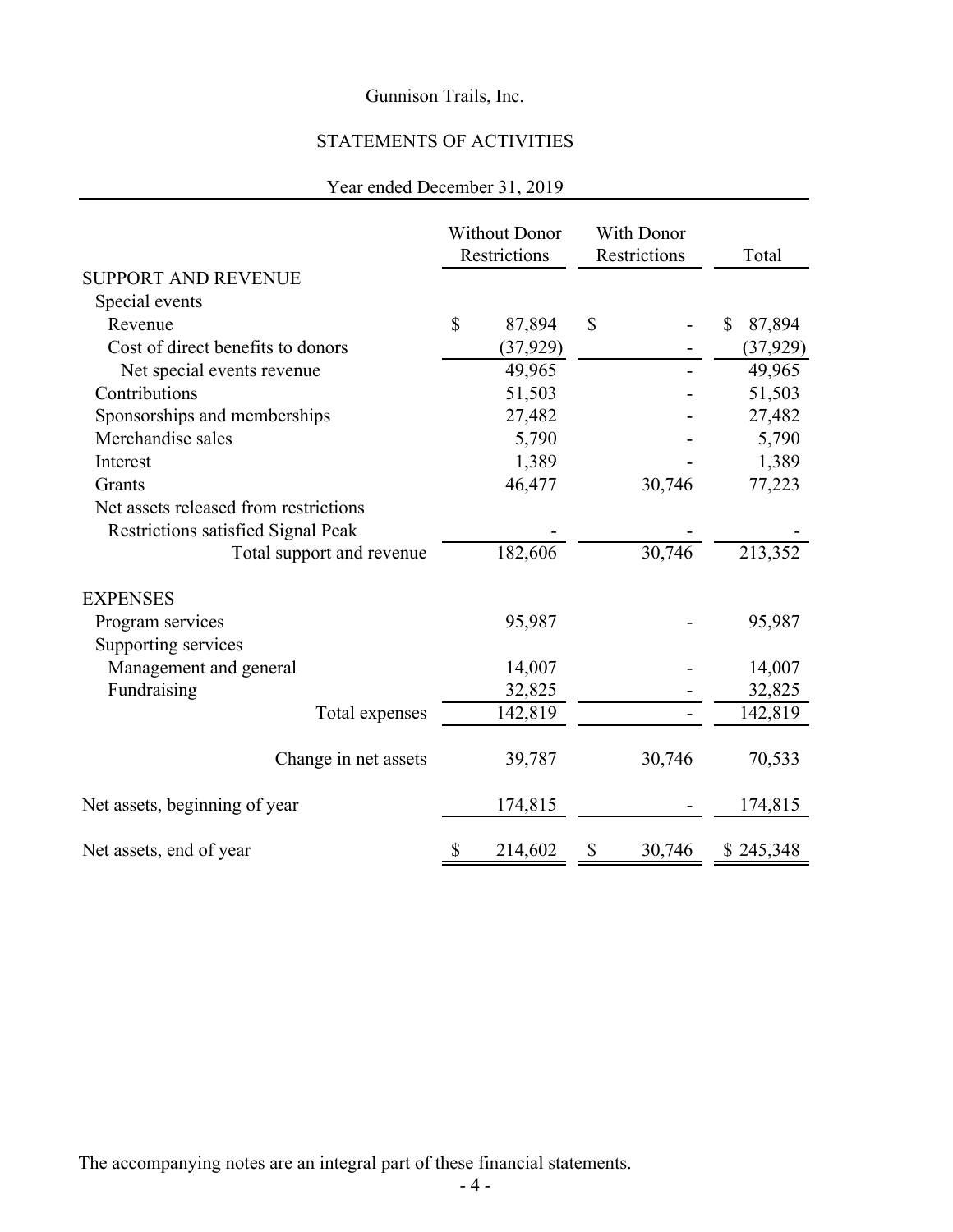Gunnison Trails, Inc.

STATEMENTS OF ACTIVITIES

Year ended December 31, 2019

| | Without Donor Restrictions | With Donor Restrictions | Total |
|---|---|---|---|
| SUPPORT AND REVENUE | | | |
| Special events | | | |
| Revenue | $ 87,894 | $ - | $ 87,894 |
| Cost of direct benefits to donors | (37,929) | - | (37,929) |
| Net special events revenue | 49,965 | - | 49,965 |
| Contributions | 51,503 | - | 51,503 |
| Sponsorships and memberships | 27,482 | - | 27,482 |
| Merchandise sales | 5,790 | - | 5,790 |
| Interest | 1,389 | - | 1,389 |
| Grants | 46,477 | 30,746 | 77,223 |
| Net assets released from restrictions | | | |
| Restrictions satisfied Signal Peak | - | - | - |
| Total support and revenue | 182,606 | 30,746 | 213,352 |
| EXPENSES | | | |
| Program services | 95,987 | - | 95,987 |
| Supporting services | | | |
| Management and general | 14,007 | - | 14,007 |
| Fundraising | 32,825 | - | 32,825 |
| Total expenses | 142,819 | - | 142,819 |
| Change in net assets | 39,787 | 30,746 | 70,533 |
| Net assets, beginning of year | 174,815 | - | 174,815 |
| Net assets, end of year | $ 214,602 | $ 30,746 | $ 245,348 |

The accompanying notes are an integral part of these financial statements.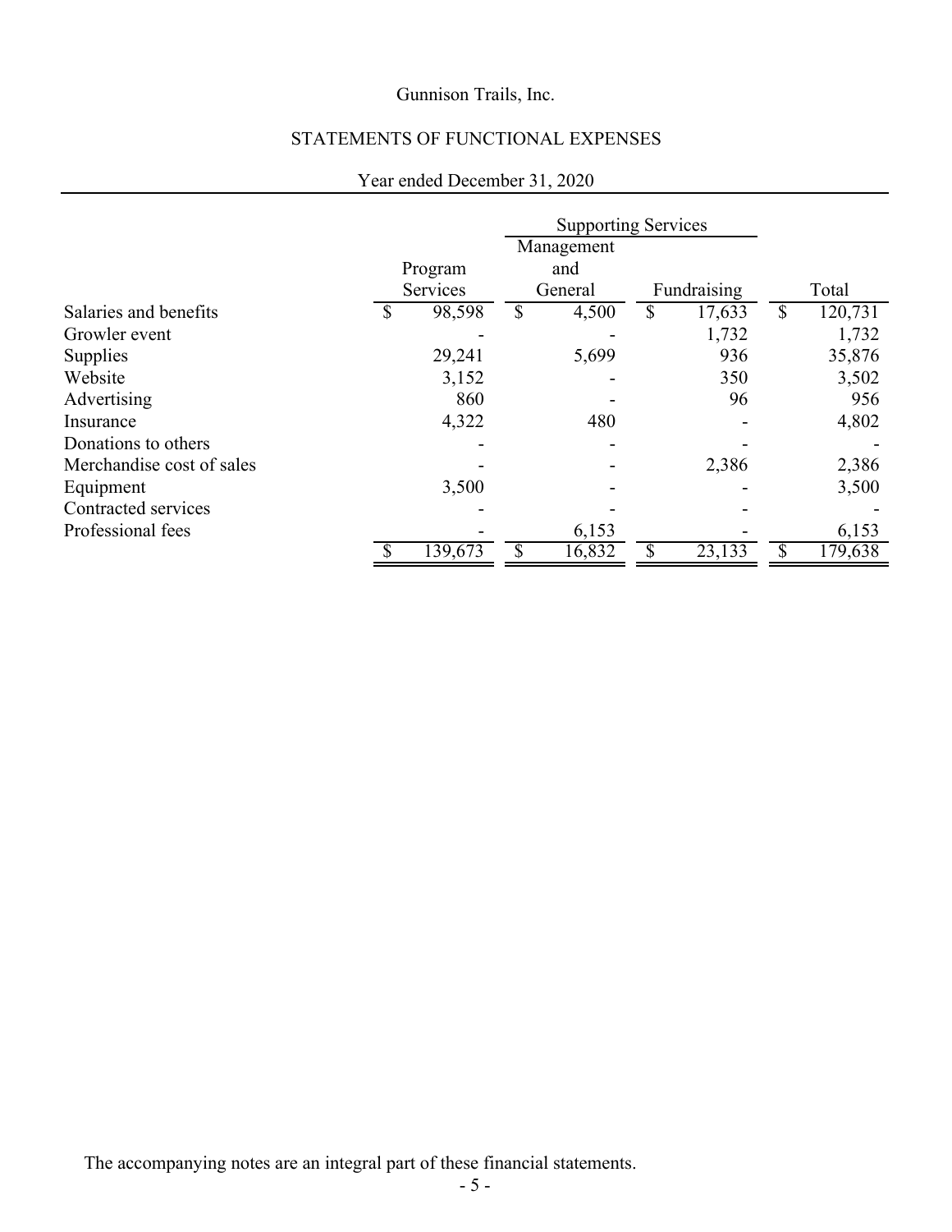Gunnison Trails, Inc.

STATEMENTS OF FUNCTIONAL EXPENSES

Year ended December 31, 2020

| | Program Services | Supporting Services | | Total |
|---|---|---|---|---|
| | | Management and General | Fundraising | |
| Salaries and benefits | $ 98,598 | $ 4,500 | $ 17,633 | $ 120,731 |
| Growler event | - | - | 1,732 | 1,732 |
| Supplies | 29,241 | 5,699 | 936 | 35,876 |
| Website | 3,152 | - | 350 | 3,502 |
| Advertising | 860 | - | 96 | 956 |
| Insurance | 4,322 | 480 | - | 4,802 |
| Donations to others | - | - | - | - |
| Merchandise cost of sales | - | - | 2,386 | 2,386 |
| Equipment | 3,500 | - | - | 3,500 |
| Contracted services | - | - | - | - |
| Professional fees | - | 6,153 | - | 6,153 |
| | $ 139,673 | $ 16,832 | $ 23,133 | $ 179,638 |

The accompanying notes are an integral part of these financial statements.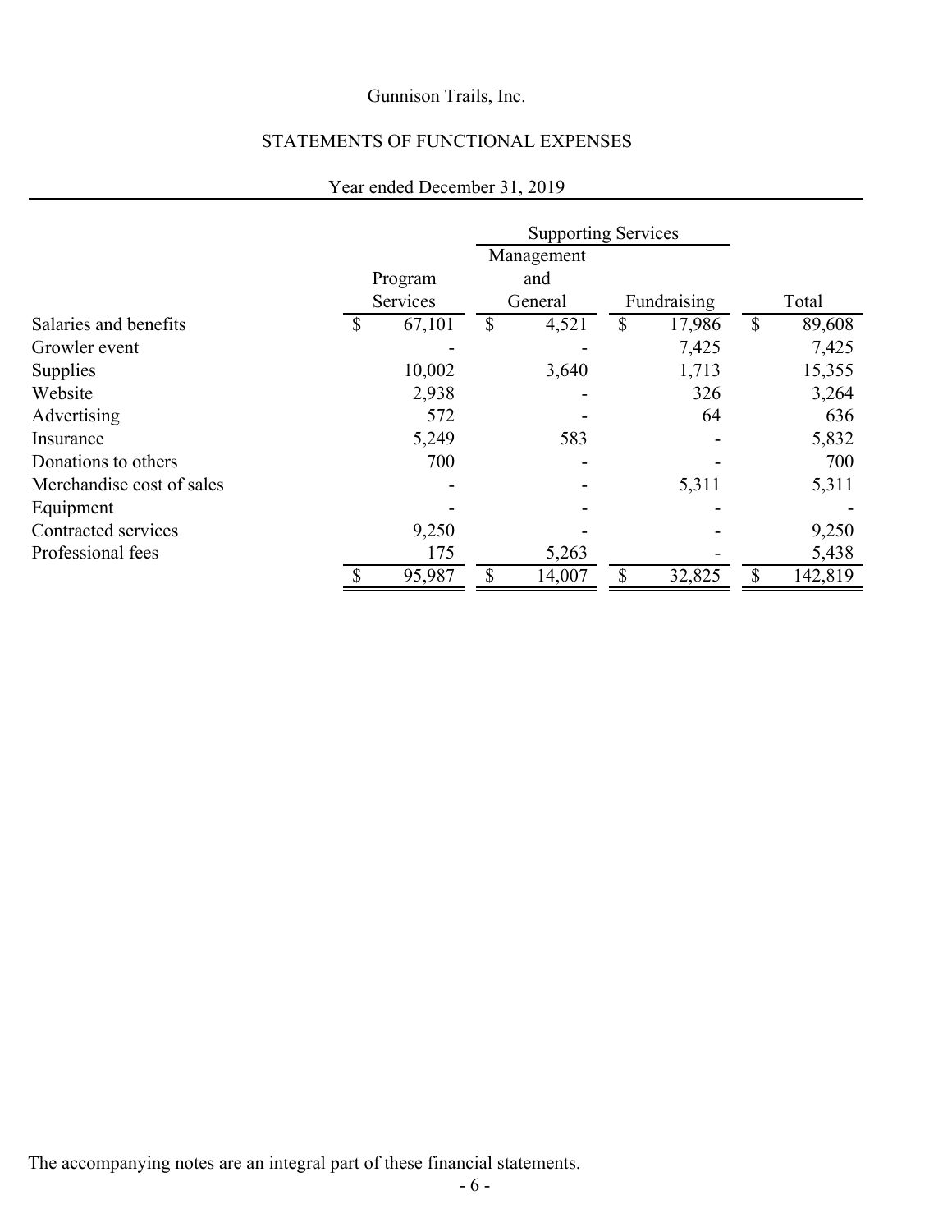Gunnison Trails, Inc.

STATEMENTS OF FUNCTIONAL EXPENSES

Year ended December 31, 2019

| | | Supporting Services | | |
|---|---|---|---|---|
| | Program Services | Management and General | Fundraising | Total |
| Salaries and benefits | $ 67,101 | $ 4,521 | $ 17,986 | $ 89,608 |
| Growler event | - | - | 7,425 | 7,425 |
| Supplies | 10,002 | 3,640 | 1,713 | 15,355 |
| Website | 2,938 | - | 326 | 3,264 |
| Advertising | 572 | - | 64 | 636 |
| Insurance | 5,249 | 583 | - | 5,832 |
| Donations to others | 700 | - | - | 700 |
| Merchandise cost of sales | - | - | 5,311 | 5,311 |
| Equipment | - | - | - | - |
| Contracted services | 9,250 | - | - | 9,250 |
| Professional fees | 175 | 5,263 | - | 5,438 |
| | $ 95,987 | $ 14,007 | $ 32,825 | $ 142,819 |

The accompanying notes are an integral part of these financial statements.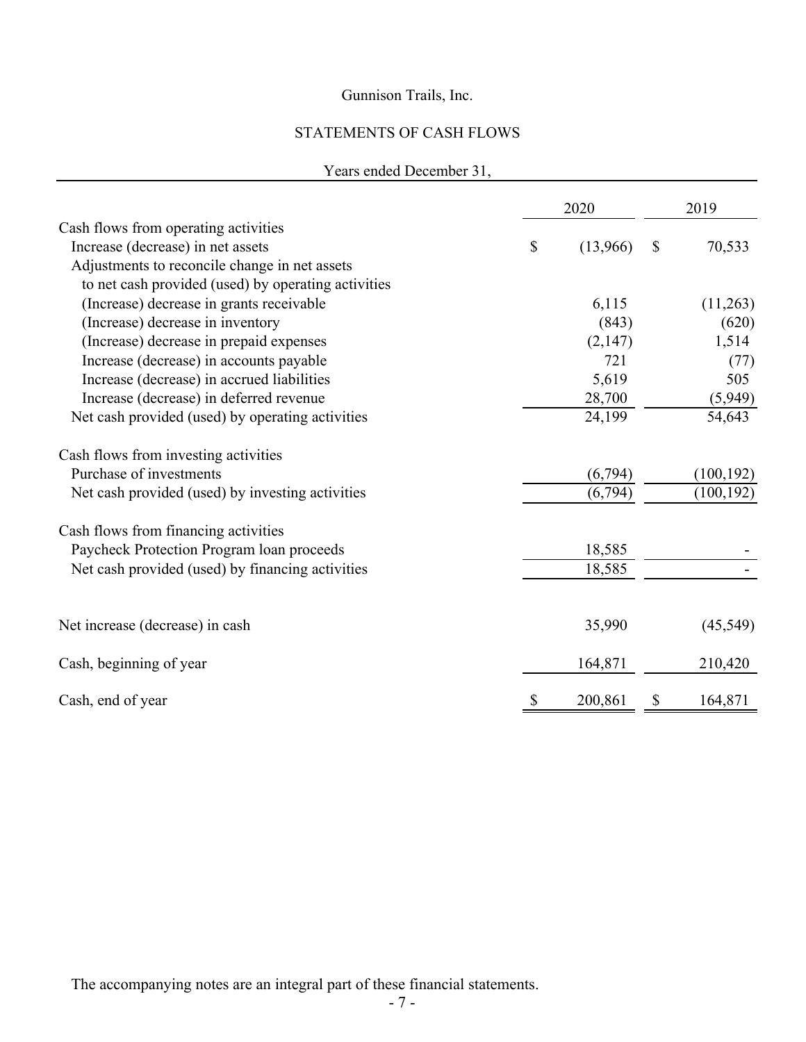Gunnison Trails, Inc.

# STATEMENTS OF CASH FLOWS

Years ended December 31,

| | 2020 | 2019 |
|---|---|---|
| Cash flows from operating activities | | |
| Increase (decrease) in net assets | $ (13,966) | $ 70,533 |
| Adjustments to reconcile change in net assets to net cash provided (used) by operating activities | | |
| (Increase) decrease in grants receivable | 6,115 | (11,263) |
| (Increase) decrease in inventory | (843) | (620) |
| (Increase) decrease in prepaid expenses | (2,147) | 1,514 |
| Increase (decrease) in accounts payable | 721 | (77) |
| Increase (decrease) in accrued liabilities | 5,619 | 505 |
| Increase (decrease) in deferred revenue | 28,700 | (5,949) |
| Net cash provided (used) by operating activities | 24,199 | 54,643 |
| Cash flows from investing activities | | |
| Purchase of investments | (6,794) | (100,192) |
| Net cash provided (used) by investing activities | (6,794) | (100,192) |
| Cash flows from financing activities | | |
| Paycheck Protection Program loan proceeds | 18,585 | - |
| Net cash provided (used) by financing activities | 18,585 | - |
| Net increase (decrease) in cash | 35,990 | (45,549) |
| Cash, beginning of year | 164,871 | 210,420 |
| Cash, end of year | $ 200,861 | $ 164,871 |

The accompanying notes are an integral part of these financial statements.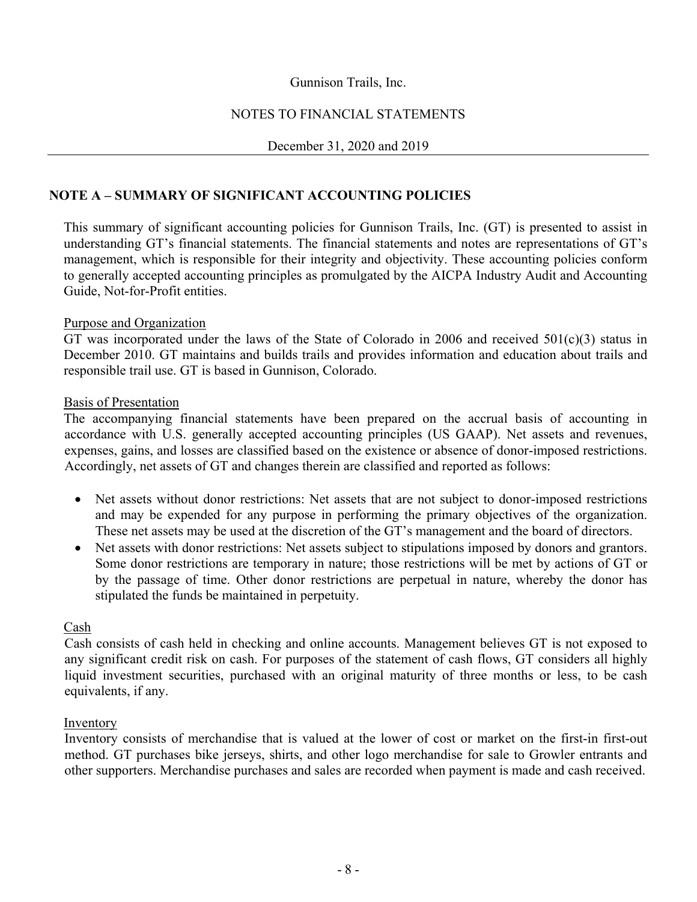## NOTE A – SUMMARY OF SIGNIFICANT ACCOUNTING POLICIES

This summary of significant accounting policies for Gunnison Trails, Inc. (GT) is presented to assist in understanding GT's financial statements. The financial statements and notes are representations of GT's management, which is responsible for their integrity and objectivity. These accounting policies conform to generally accepted accounting principles as promulgated by the AICPA Industry Audit and Accounting Guide, Not-for-Profit entities.

### Purpose and Organization

GT was incorporated under the laws of the State of Colorado in 2006 and received 501(c)(3) status in December 2010. GT maintains and builds trails and provides information and education about trails and responsible trail use. GT is based in Gunnison, Colorado.

### Basis of Presentation

The accompanying financial statements have been prepared on the accrual basis of accounting in accordance with U.S. generally accepted accounting principles (US GAAP). Net assets and revenues, expenses, gains, and losses are classified based on the existence or absence of donor-imposed restrictions. Accordingly, net assets of GT and changes therein are classified and reported as follows:

- Net assets without donor restrictions: Net assets that are not subject to donor-imposed restrictions and may be expended for any purpose in performing the primary objectives of the organization. These net assets may be used at the discretion of the GT's management and the board of directors.
- Net assets with donor restrictions: Net assets subject to stipulations imposed by donors and grantors. Some donor restrictions are temporary in nature; those restrictions will be met by actions of GT or by the passage of time. Other donor restrictions are perpetual in nature, whereby the donor has stipulated the funds be maintained in perpetuity.

### Cash

Cash consists of cash held in checking and online accounts. Management believes GT is not exposed to any significant credit risk on cash. For purposes of the statement of cash flows, GT considers all highly liquid investment securities, purchased with an original maturity of three months or less, to be cash equivalents, if any.

### Inventory

Inventory consists of merchandise that is valued at the lower of cost or market on the first-in first-out method. GT purchases bike jerseys, shirts, and other logo merchandise for sale to Growler entrants and other supporters. Merchandise purchases and sales are recorded when payment is made and cash received.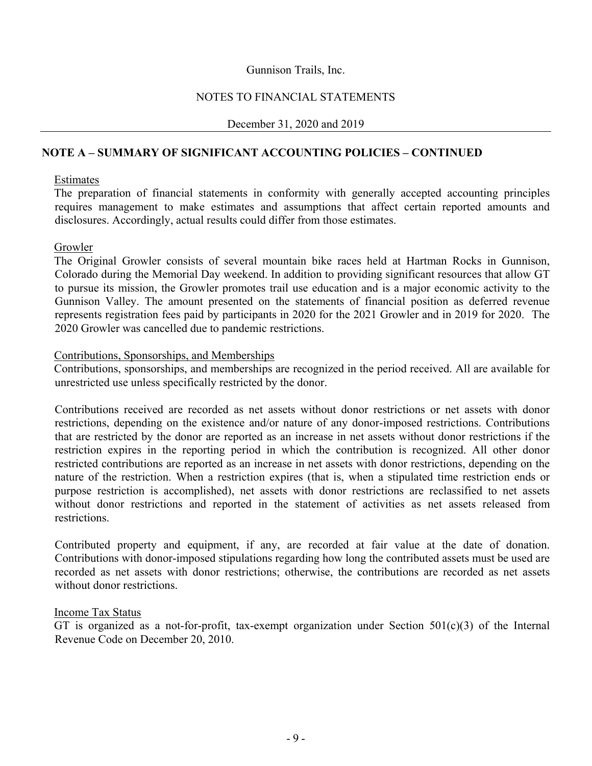## NOTE A – SUMMARY OF SIGNIFICANT ACCOUNTING POLICIES – CONTINUED

Estimates

The preparation of financial statements in conformity with generally accepted accounting principles requires management to make estimates and assumptions that affect certain reported amounts and disclosures. Accordingly, actual results could differ from those estimates.

Growler

The Original Growler consists of several mountain bike races held at Hartman Rocks in Gunnison, Colorado during the Memorial Day weekend. In addition to providing significant resources that allow GT to pursue its mission, the Growler promotes trail use education and is a major economic activity to the Gunnison Valley. The amount presented on the statements of financial position as deferred revenue represents registration fees paid by participants in 2020 for the 2021 Growler and in 2019 for 2020. The 2020 Growler was cancelled due to pandemic restrictions.

Contributions, Sponsorships, and Memberships

Contributions, sponsorships, and memberships are recognized in the period received. All are available for unrestricted use unless specifically restricted by the donor.

Contributions received are recorded as net assets without donor restrictions or net assets with donor restrictions, depending on the existence and/or nature of any donor-imposed restrictions. Contributions that are restricted by the donor are reported as an increase in net assets without donor restrictions if the restriction expires in the reporting period in which the contribution is recognized. All other donor restricted contributions are reported as an increase in net assets with donor restrictions, depending on the nature of the restriction. When a restriction expires (that is, when a stipulated time restriction ends or purpose restriction is accomplished), net assets with donor restrictions are reclassified to net assets without donor restrictions and reported in the statement of activities as net assets released from restrictions.

Contributed property and equipment, if any, are recorded at fair value at the date of donation. Contributions with donor-imposed stipulations regarding how long the contributed assets must be used are recorded as net assets with donor restrictions; otherwise, the contributions are recorded as net assets without donor restrictions.

Income Tax Status

GT is organized as a not-for-profit, tax-exempt organization under Section 501(c)(3) of the Internal Revenue Code on December 20, 2010.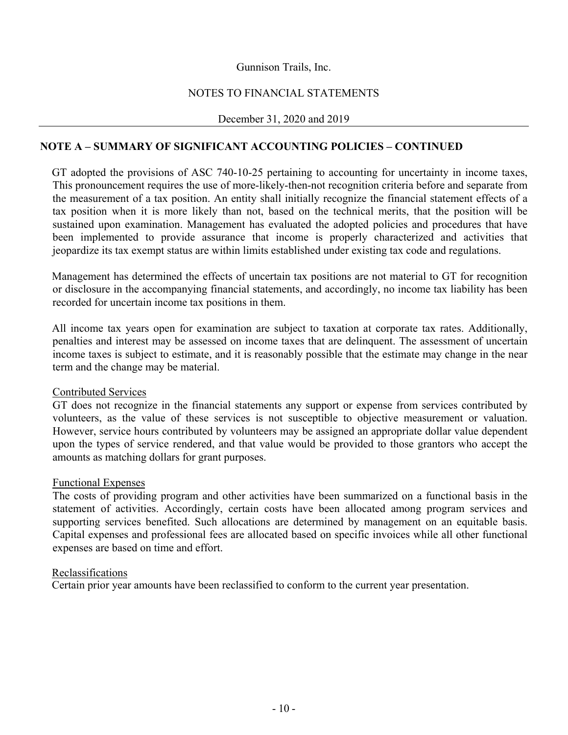## NOTE A – SUMMARY OF SIGNIFICANT ACCOUNTING POLICIES – CONTINUED

GT adopted the provisions of ASC 740-10-25 pertaining to accounting for uncertainty in income taxes, This pronouncement requires the use of more-likely-then-not recognition criteria before and separate from the measurement of a tax position. An entity shall initially recognize the financial statement effects of a tax position when it is more likely than not, based on the technical merits, that the position will be sustained upon examination. Management has evaluated the adopted policies and procedures that have been implemented to provide assurance that income is properly characterized and activities that jeopardize its tax exempt status are within limits established under existing tax code and regulations.

Management has determined the effects of uncertain tax positions are not material to GT for recognition or disclosure in the accompanying financial statements, and accordingly, no income tax liability has been recorded for uncertain income tax positions in them.

All income tax years open for examination are subject to taxation at corporate tax rates. Additionally, penalties and interest may be assessed on income taxes that are delinquent. The assessment of uncertain income taxes is subject to estimate, and it is reasonably possible that the estimate may change in the near term and the change may be material.

### Contributed Services

GT does not recognize in the financial statements any support or expense from services contributed by volunteers, as the value of these services is not susceptible to objective measurement or valuation. However, service hours contributed by volunteers may be assigned an appropriate dollar value dependent upon the types of service rendered, and that value would be provided to those grantors who accept the amounts as matching dollars for grant purposes.

### Functional Expenses

The costs of providing program and other activities have been summarized on a functional basis in the statement of activities. Accordingly, certain costs have been allocated among program services and supporting services benefited. Such allocations are determined by management on an equitable basis. Capital expenses and professional fees are allocated based on specific invoices while all other functional expenses are based on time and effort.

### Reclassifications

Certain prior year amounts have been reclassified to conform to the current year presentation.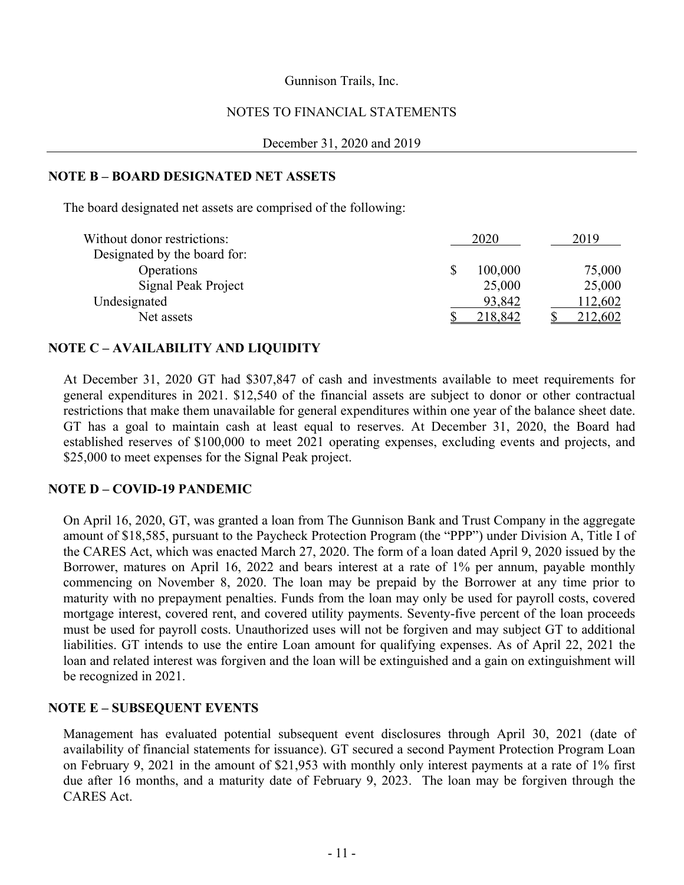Gunnison Trails, Inc.

NOTES TO FINANCIAL STATEMENTS

December 31, 2020 and 2019

## NOTE B – BOARD DESIGNATED NET ASSETS

The board designated net assets are comprised of the following:

| | 2020 | 2019 |
|---|---|---|
| Without donor restrictions: | | |
| Designated by the board for: | | |
| Operations | $ 100,000 | 75,000 |
| Signal Peak Project | 25,000 | 25,000 |
| Undesignated | 93,842 | 112,602 |
| Net assets | $ 218,842 | $ 212,602 |

## NOTE C – AVAILABILITY AND LIQUIDITY

At December 31, 2020 GT had $307,847 of cash and investments available to meet requirements for general expenditures in 2021. $12,540 of the financial assets are subject to donor or other contractual restrictions that make them unavailable for general expenditures within one year of the balance sheet date. GT has a goal to maintain cash at least equal to reserves. At December 31, 2020, the Board had established reserves of $100,000 to meet 2021 operating expenses, excluding events and projects, and $25,000 to meet expenses for the Signal Peak project.

## NOTE D – COVID-19 PANDEMIC

On April 16, 2020, GT, was granted a loan from The Gunnison Bank and Trust Company in the aggregate amount of $18,585, pursuant to the Paycheck Protection Program (the "PPP") under Division A, Title I of the CARES Act, which was enacted March 27, 2020. The form of a loan dated April 9, 2020 issued by the Borrower, matures on April 16, 2022 and bears interest at a rate of 1% per annum, payable monthly commencing on November 8, 2020. The loan may be prepaid by the Borrower at any time prior to maturity with no prepayment penalties. Funds from the loan may only be used for payroll costs, covered mortgage interest, covered rent, and covered utility payments. Seventy-five percent of the loan proceeds must be used for payroll costs. Unauthorized uses will not be forgiven and may subject GT to additional liabilities. GT intends to use the entire Loan amount for qualifying expenses. As of April 22, 2021 the loan and related interest was forgiven and the loan will be extinguished and a gain on extinguishment will be recognized in 2021.

## NOTE E – SUBSEQUENT EVENTS

Management has evaluated potential subsequent event disclosures through April 30, 2021 (date of availability of financial statements for issuance). GT secured a second Payment Protection Program Loan on February 9, 2021 in the amount of $21,953 with monthly only interest payments at a rate of 1% first due after 16 months, and a maturity date of February 9, 2023. The loan may be forgiven through the CARES Act.